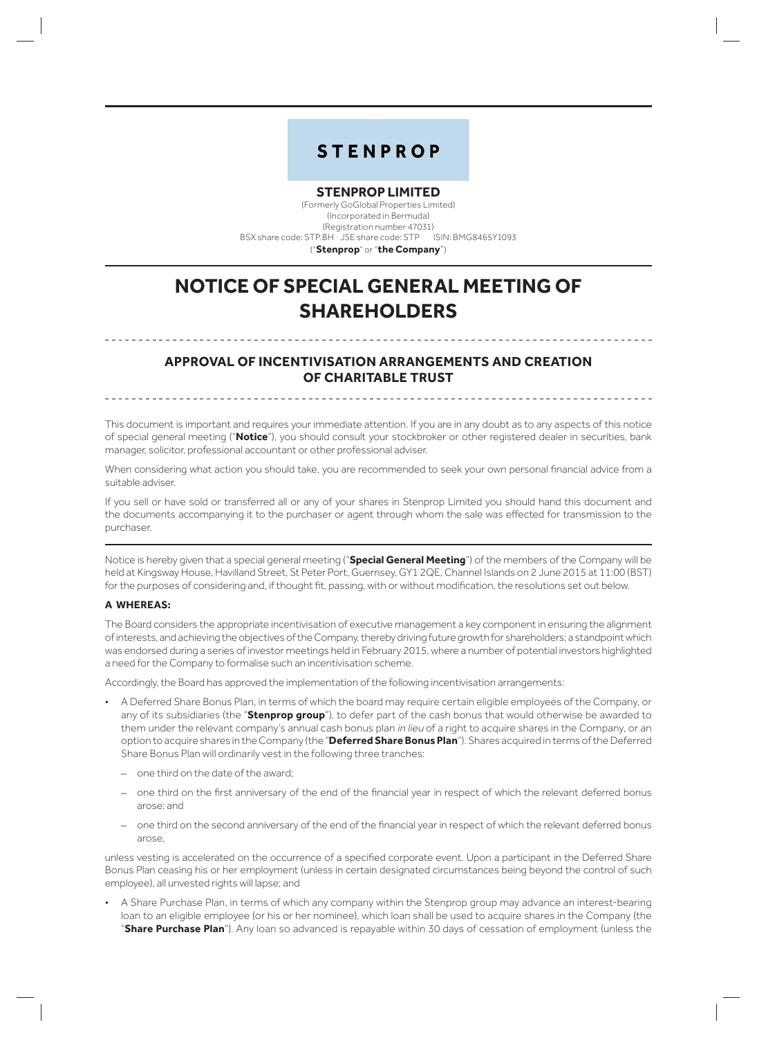# STENPROP

## STENPROP LIMITED

(Formerly GoGlobal Properties Limited)
(Incorporated in Bermuda)
(Registration number 47031)
BSX share code: STP.BH JSE share code: STP ISIN: BMG8465Y1093
("**Stenprop**" or "**the Company**")

# NOTICE OF SPECIAL GENERAL MEETING OF SHAREHOLDERS

## APPROVAL OF INCENTIVISATION ARRANGEMENTS AND CREATION OF CHARITABLE TRUST

This document is important and requires your immediate attention. If you are in any doubt as to any aspects of this notice of special general meeting ("**Notice**"), you should consult your stockbroker or other registered dealer in securities, bank manager, solicitor, professional accountant or other professional adviser.

When considering what action you should take, you are recommended to seek your own personal financial advice from a suitable adviser.

If you sell or have sold or transferred all or any of your shares in Stenprop Limited you should hand this document and the documents accompanying it to the purchaser or agent through whom the sale was effected for transmission to the purchaser.

Notice is hereby given that a special general meeting ("**Special General Meeting**") of the members of the Company will be held at Kingsway House, Havilland Street, St Peter Port, Guernsey, GY1 2QE, Channel Islands on 2 June 2015 at 11:00 (BST) for the purposes of considering and, if thought fit, passing, with or without modification, the resolutions set out below.

### A WHEREAS:

The Board considers the appropriate incentivisation of executive management a key component in ensuring the alignment of interests, and achieving the objectives of the Company, thereby driving future growth for shareholders; a standpoint which was endorsed during a series of investor meetings held in February 2015, where a number of potential investors highlighted a need for the Company to formalise such an incentivisation scheme.

Accordingly, the Board has approved the implementation of the following incentivisation arrangements:

- A Deferred Share Bonus Plan, in terms of which the board may require certain eligible employees of the Company, or any of its subsidiaries (the "**Stenprop group**"), to defer part of the cash bonus that would otherwise be awarded to them under the relevant company's annual cash bonus plan *in lieu* of a right to acquire shares in the Company, or an option to acquire shares in the Company (the "**Deferred Share Bonus Plan**"). Shares acquired in terms of the Deferred Share Bonus Plan will ordinarily vest in the following three tranches:
  - one third on the date of the award;
  - one third on the first anniversary of the end of the financial year in respect of which the relevant deferred bonus arose; and
  - one third on the second anniversary of the end of the financial year in respect of which the relevant deferred bonus arose,

  unless vesting is accelerated on the occurrence of a specified corporate event. Upon a participant in the Deferred Share Bonus Plan ceasing his or her employment (unless in certain designated circumstances being beyond the control of such employee), all unvested rights will lapse; and

- A Share Purchase Plan, in terms of which any company within the Stenprop group may advance an interest-bearing loan to an eligible employee (or his or her nominee), which loan shall be used to acquire shares in the Company (the "**Share Purchase Plan**"). Any loan so advanced is repayable within 30 days of cessation of employment (unless the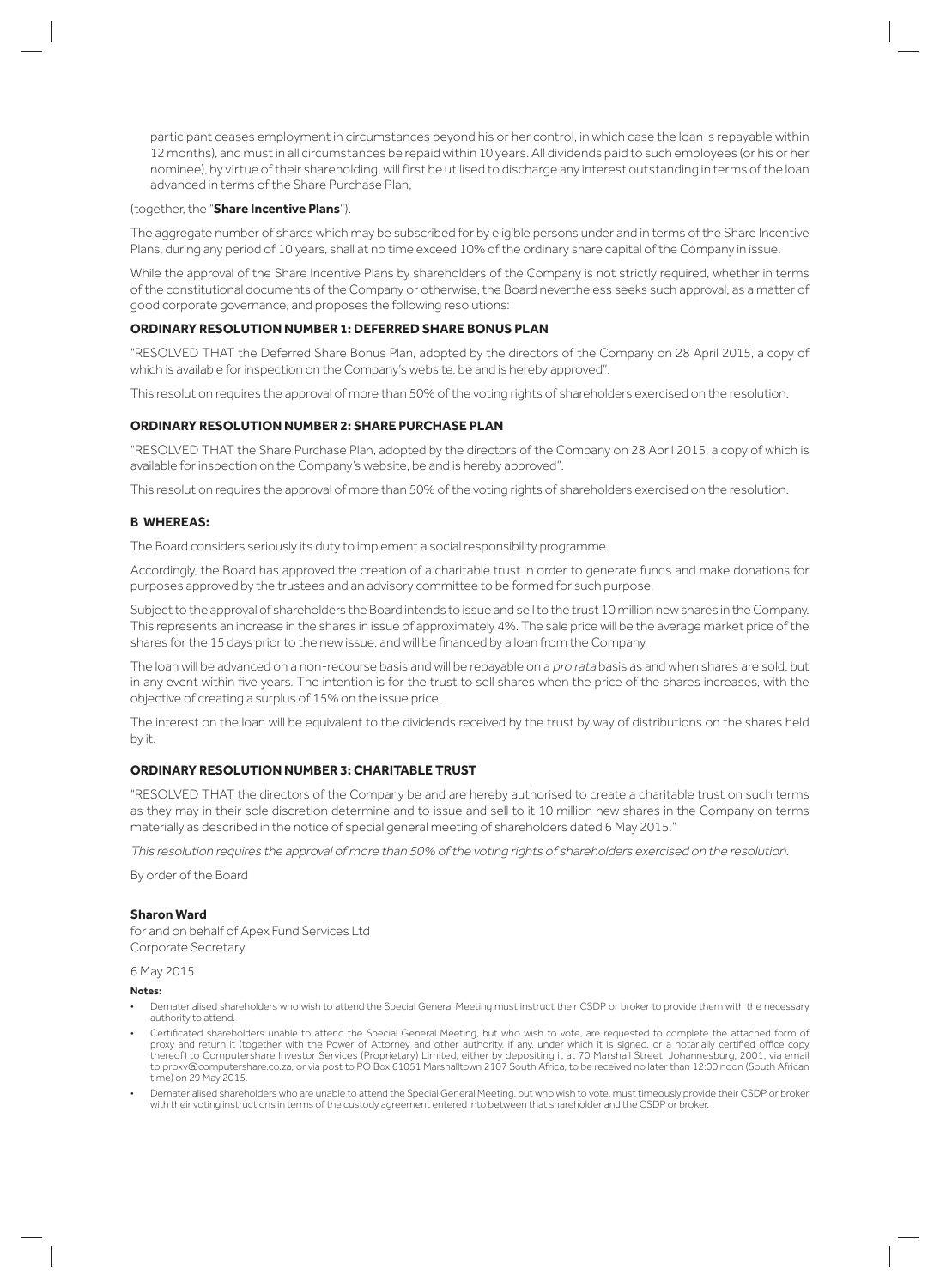participant ceases employment in circumstances beyond his or her control, in which case the loan is repayable within 12 months), and must in all circumstances be repaid within 10 years. All dividends paid to such employees (or his or her nominee), by virtue of their shareholding, will first be utilised to discharge any interest outstanding in terms of the loan advanced in terms of the Share Purchase Plan,

(together, the "**Share Incentive Plans**").

The aggregate number of shares which may be subscribed for by eligible persons under and in terms of the Share Incentive Plans, during any period of 10 years, shall at no time exceed 10% of the ordinary share capital of the Company in issue.

While the approval of the Share Incentive Plans by shareholders of the Company is not strictly required, whether in terms of the constitutional documents of the Company or otherwise, the Board nevertheless seeks such approval, as a matter of good corporate governance, and proposes the following resolutions:

### ORDINARY RESOLUTION NUMBER 1: DEFERRED SHARE BONUS PLAN

"RESOLVED THAT the Deferred Share Bonus Plan, adopted by the directors of the Company on 28 April 2015, a copy of which is available for inspection on the Company's website, be and is hereby approved".

This resolution requires the approval of more than 50% of the voting rights of shareholders exercised on the resolution.

### ORDINARY RESOLUTION NUMBER 2: SHARE PURCHASE PLAN

"RESOLVED THAT the Share Purchase Plan, adopted by the directors of the Company on 28 April 2015, a copy of which is available for inspection on the Company's website, be and is hereby approved".

This resolution requires the approval of more than 50% of the voting rights of shareholders exercised on the resolution.

### B WHEREAS:

The Board considers seriously its duty to implement a social responsibility programme.

Accordingly, the Board has approved the creation of a charitable trust in order to generate funds and make donations for purposes approved by the trustees and an advisory committee to be formed for such purpose.

Subject to the approval of shareholders the Board intends to issue and sell to the trust 10 million new shares in the Company. This represents an increase in the shares in issue of approximately 4%. The sale price will be the average market price of the shares for the 15 days prior to the new issue, and will be financed by a loan from the Company.

The loan will be advanced on a non-recourse basis and will be repayable on a *pro rata* basis as and when shares are sold, but in any event within five years. The intention is for the trust to sell shares when the price of the shares increases, with the objective of creating a surplus of 15% on the issue price.

The interest on the loan will be equivalent to the dividends received by the trust by way of distributions on the shares held by it.

### ORDINARY RESOLUTION NUMBER 3: CHARITABLE TRUST

"RESOLVED THAT the directors of the Company be and are hereby authorised to create a charitable trust on such terms as they may in their sole discretion determine and to issue and sell to it 10 million new shares in the Company on terms materially as described in the notice of special general meeting of shareholders dated 6 May 2015."

*This resolution requires the approval of more than 50% of the voting rights of shareholders exercised on the resolution.*

By order of the Board

**Sharon Ward**
for and on behalf of Apex Fund Services Ltd
Corporate Secretary

6 May 2015

**Notes:**

- Dematerialised shareholders who wish to attend the Special General Meeting must instruct their CSDP or broker to provide them with the necessary authority to attend.
- Certificated shareholders unable to attend the Special General Meeting, but who wish to vote, are requested to complete the attached form of proxy and return it (together with the Power of Attorney and other authority, if any, under which it is signed, or a notarially certified office copy thereof) to Computershare Investor Services (Proprietary) Limited, either by depositing it at 70 Marshall Street, Johannesburg, 2001, via email to proxy@computershare.co.za, or via post to PO Box 61051 Marshalltown 2107 South Africa, to be received no later than 12:00 noon (South African time) on 29 May 2015.
- Dematerialised shareholders who are unable to attend the Special General Meeting, but who wish to vote, must timeously provide their CSDP or broker with their voting instructions in terms of the custody agreement entered into between that shareholder and the CSDP or broker.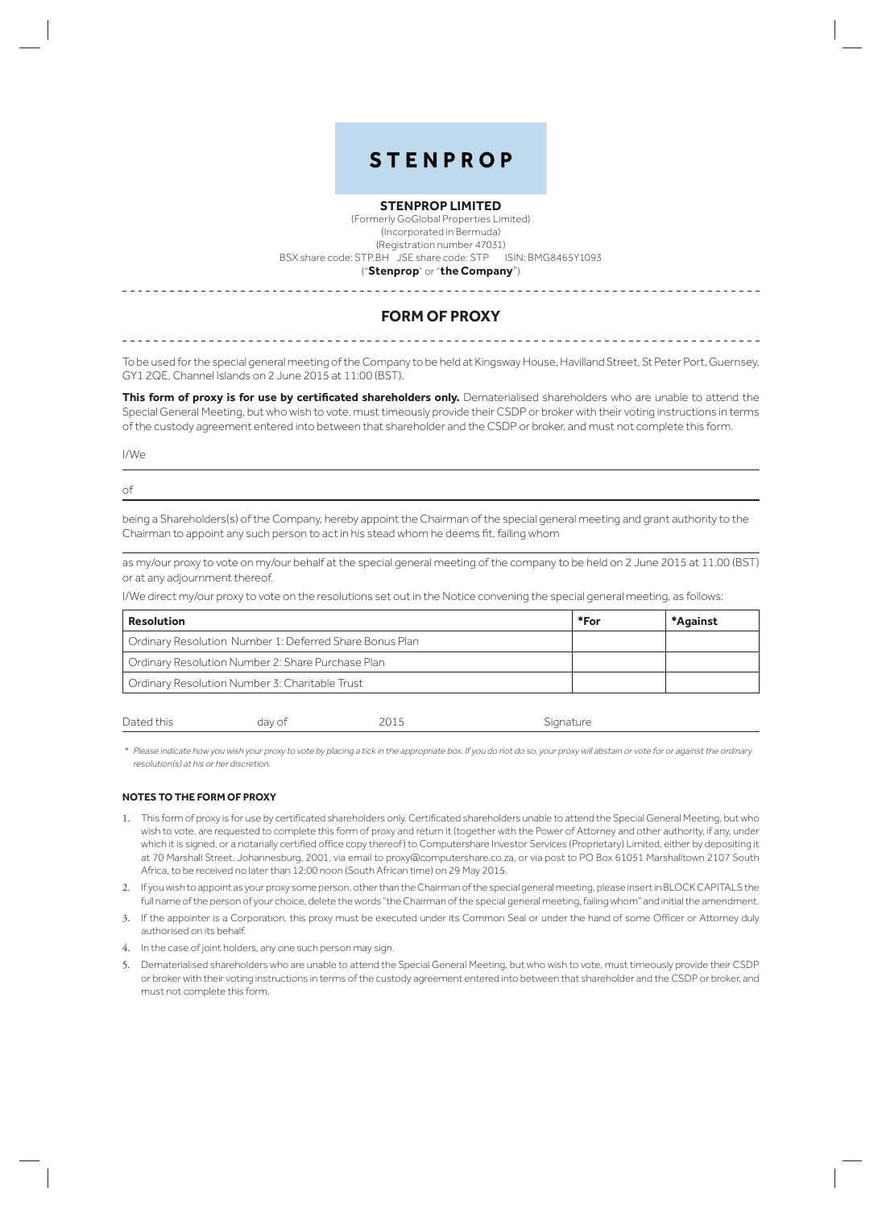# STENPROP

**STENPROP LIMITED**
(Formerly GoGlobal Properties Limited)
(Incorporated in Bermuda)
(Registration number 47031)
BSX share code: STP.BH JSE share code: STP ISIN: BMG8465Y1093
("**Stenprop**" or "**the Company**")

## FORM OF PROXY

To be used for the special general meeting of the Company to be held at Kingsway House, Havilland Street, St Peter Port, Guernsey, GY1 2QE, Channel Islands on 2 June 2015 at 11:00 (BST).

**This form of proxy is for use by certificated shareholders only.** Dematerialised shareholders who are unable to attend the Special General Meeting, but who wish to vote, must timeously provide their CSDP or broker with their voting instructions in terms of the custody agreement entered into between that shareholder and the CSDP or broker, and must not complete this form.

I/We

of

being a Shareholders(s) of the Company, hereby appoint the Chairman of the special general meeting and grant authority to the Chairman to appoint any such person to act in his stead whom he deems fit, failing whom

as my/our proxy to vote on my/our behalf at the special general meeting of the company to be held on 2 June 2015 at 11.00 (BST) or at any adjournment thereof.

I/We direct my/our proxy to vote on the resolutions set out in the Notice convening the special general meeting, as follows:

| Resolution | *For | *Against |
|---|---|---|
| Ordinary Resolution Number 1: Deferred Share Bonus Plan | | |
| Ordinary Resolution Number 2: Share Purchase Plan | | |
| Ordinary Resolution Number 3: Charitable Trust | | |

Dated this day of 2015 Signature

*\* Please indicate how you wish your proxy to vote by placing a tick in the appropriate box. If you do not do so, your proxy will abstain or vote for or against the ordinary resolution(s) at his or her discretion.*

### NOTES TO THE FORM OF PROXY

1. This form of proxy is for use by certificated shareholders only. Certificated shareholders unable to attend the Special General Meeting, but who wish to vote, are requested to complete this form of proxy and return it (together with the Power of Attorney and other authority, if any, under which it is signed, or a notarially certified office copy thereof) to Computershare Investor Services (Proprietary) Limited, either by depositing it at 70 Marshall Street, Johannesburg, 2001, via email to proxy@computershare.co.za, or via post to PO Box 61051 Marshalltown 2107 South Africa, to be received no later than 12:00 noon (South African time) on 29 May 2015.
2. If you wish to appoint as your proxy some person, other than the Chairman of the special general meeting, please insert in BLOCK CAPITALS the full name of the person of your choice, delete the words "the Chairman of the special general meeting, failing whom" and initial the amendment.
3. If the appointer is a Corporation, this proxy must be executed under its Common Seal or under the hand of some Officer or Attorney duly authorised on its behalf.
4. In the case of joint holders, any one such person may sign.
5. Dematerialised shareholders who are unable to attend the Special General Meeting, but who wish to vote, must timeously provide their CSDP or broker with their voting instructions in terms of the custody agreement entered into between that shareholder and the CSDP or broker, and must not complete this form.